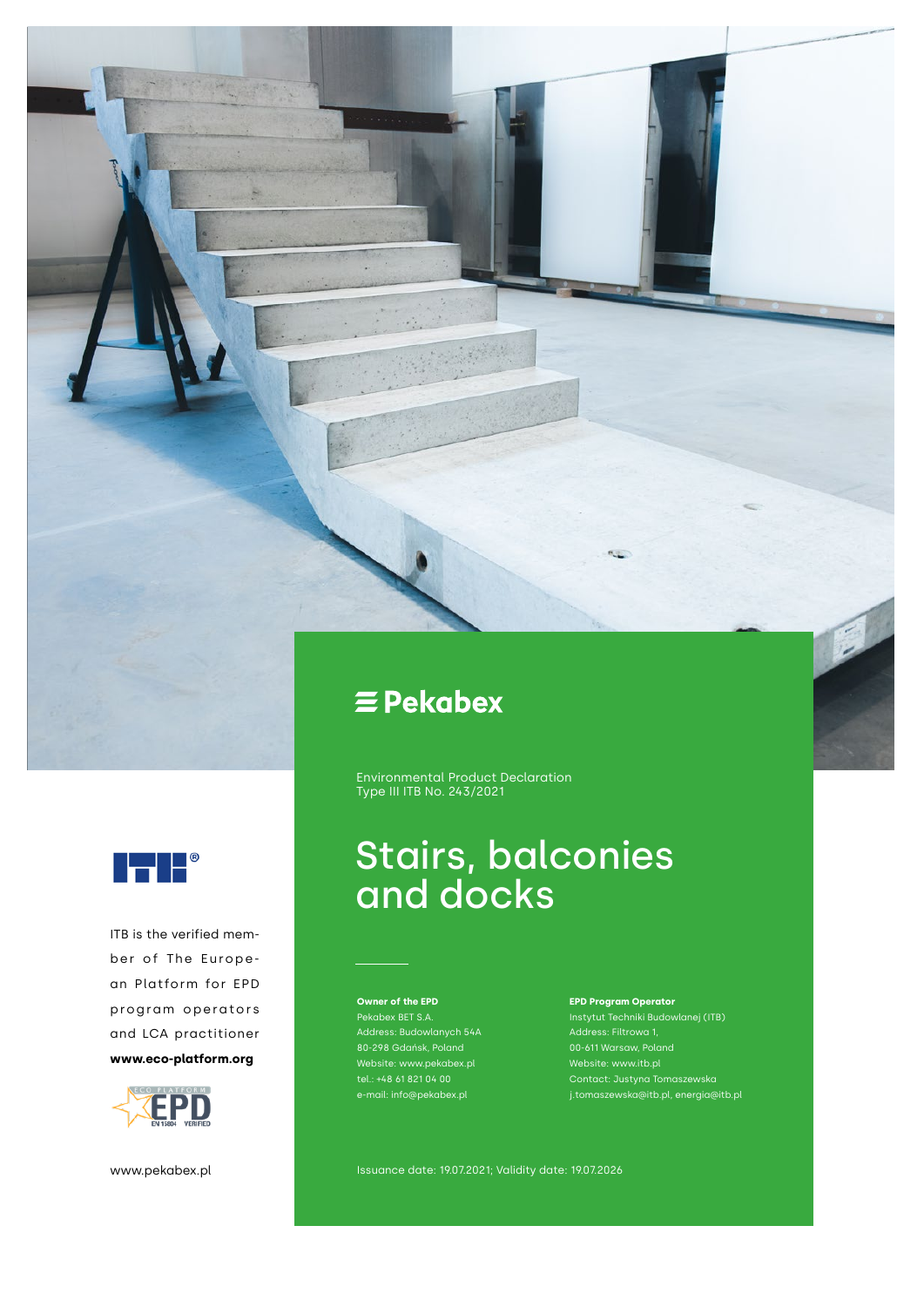Pekabex

Environmental Product Declaration
Type III ITB No. 243/2021

# Stairs, balconies and docks

**Owner of the EPD**
Pekabex BET S.A.
Address: Budowlanych 54A
80-298 Gdańsk, Poland
Website: www.pekabex.pl
tel.: +48 61 821 04 00
e-mail: info@pekabex.pl

**EPD Program Operator**
Instytut Techniki Budowlanej (ITB)
Address: Filtrowa 1,
00-611 Warsaw, Poland
Website: www.itb.pl
Contact: Justyna Tomaszewska
j.tomaszewska@itb.pl, energia@itb.pl

Issuance date: 19.07.2021; Validity date: 19.07.2026

ITB is the verified member of The European Platform for EPD program operators and LCA practitioner

**www.eco-platform.org**

ECO PLATFORM EPD EN 15804 VERIFIED

www.pekabex.pl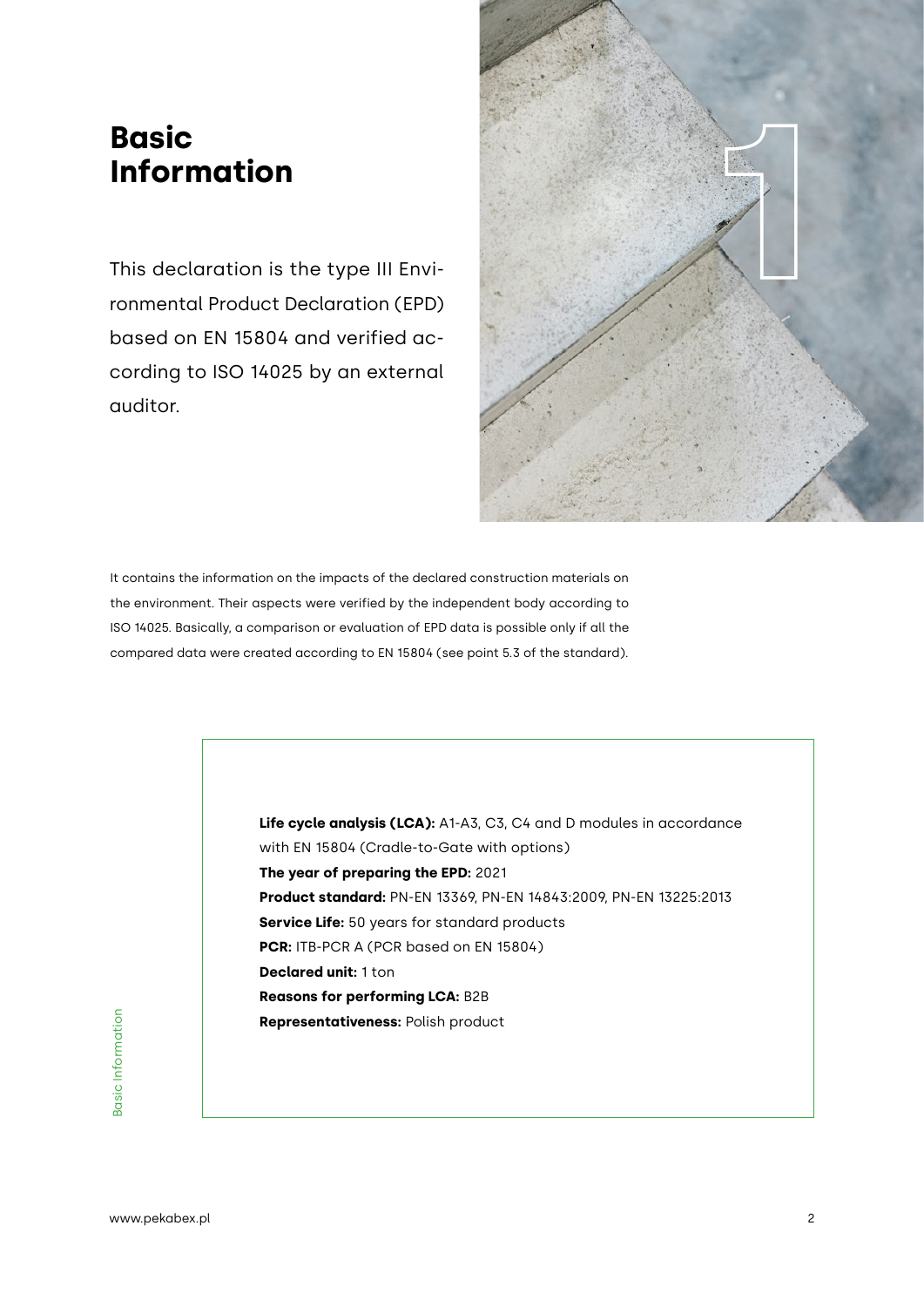# Basic Information

This declaration is the type III Environmental Product Declaration (EPD) based on EN 15804 and verified according to ISO 14025 by an external auditor.

It contains the information on the impacts of the declared construction materials on the environment. Their aspects were verified by the independent body according to ISO 14025. Basically, a comparison or evaluation of EPD data is possible only if all the compared data were created according to EN 15804 (see point 5.3 of the standard).

**Life cycle analysis (LCA):** A1-A3, C3, C4 and D modules in accordance with EN 15804 (Cradle-to-Gate with options)
**The year of preparing the EPD:** 2021
**Product standard:** PN-EN 13369, PN-EN 14843:2009, PN-EN 13225:2013
**Service Life:** 50 years for standard products
**PCR:** ITB-PCR A (PCR based on EN 15804)
**Declared unit:** 1 ton
**Reasons for performing LCA:** B2B
**Representativeness:** Polish product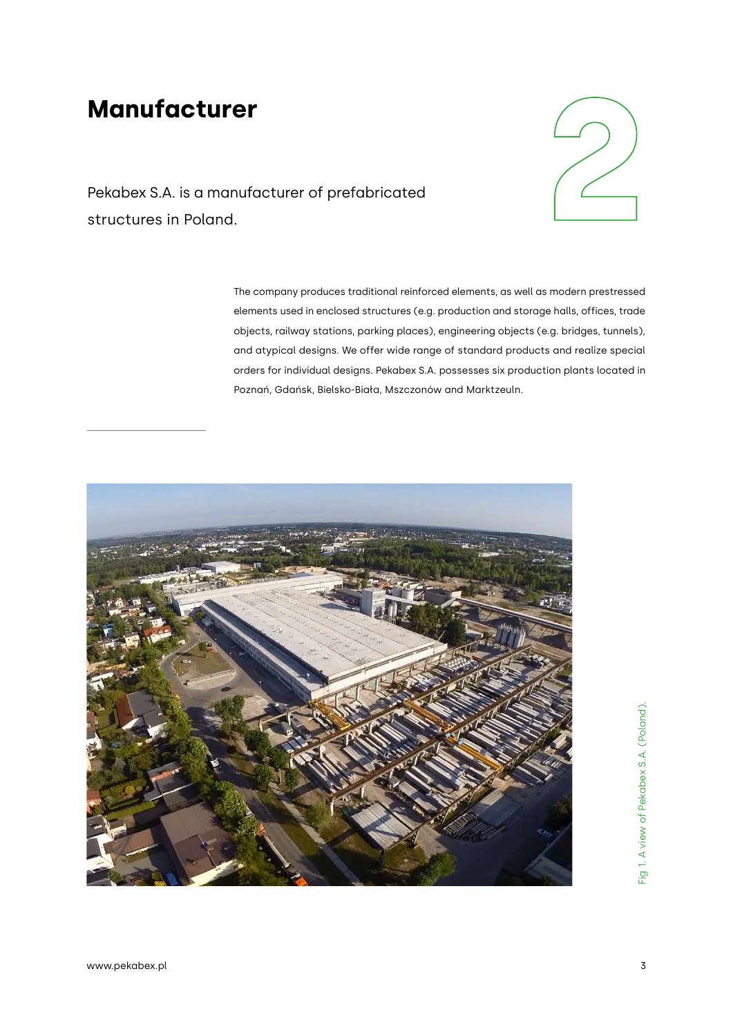# Manufacturer

2

Pekabex S.A. is a manufacturer of prefabricated structures in Poland.

The company produces traditional reinforced elements, as well as modern prestressed elements used in enclosed structures (e.g. production and storage halls, offices, trade objects, railway stations, parking places), engineering objects (e.g. bridges, tunnels), and atypical designs. We offer wide range of standard products and realize special orders for individual designs. Pekabex S.A. possesses six production plants located in Poznań, Gdańsk, Bielsko-Biała, Mszczonów and Marktzeuln.

Fig 1. A view of Pekabex S.A. (Poland).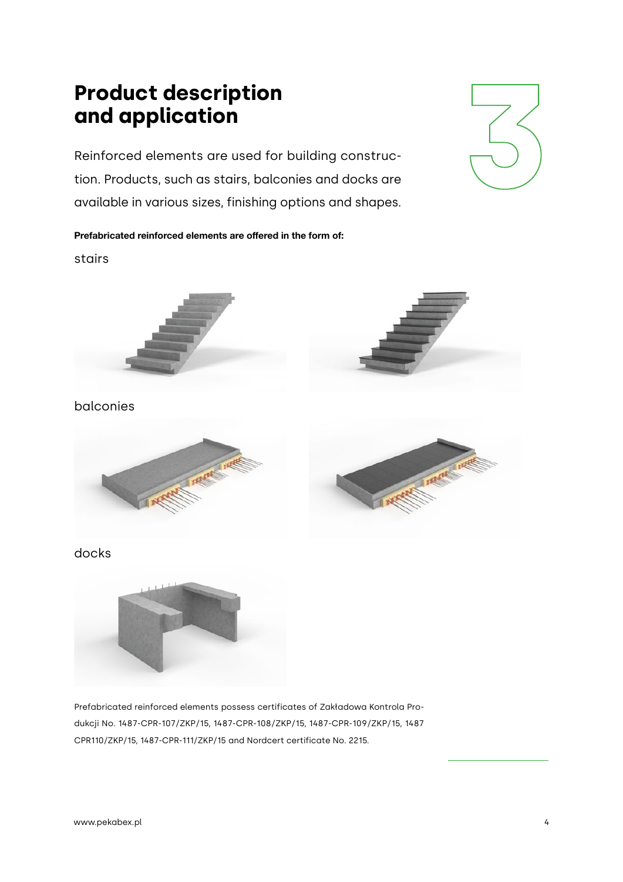# Product description and application

Reinforced elements are used for building construction. Products, such as stairs, balconies and docks are available in various sizes, finishing options and shapes.

**Prefabricated reinforced elements are offered in the form of:**

stairs

balconies

docks

Prefabricated reinforced elements possess certificates of Zakładowa Kontrola Produkcji No. 1487-CPR-107/ZKP/15, 1487-CPR-108/ZKP/15, 1487-CPR-109/ZKP/15, 1487 CPR110/ZKP/15, 1487-CPR-111/ZKP/15 and Nordcert certificate No. 2215.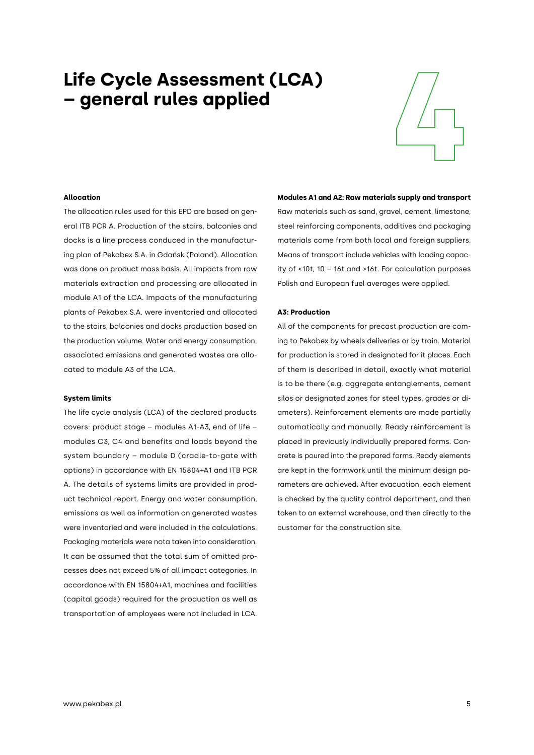# Life Cycle Assessment (LCA) – general rules applied

4

### Allocation

The allocation rules used for this EPD are based on general ITB PCR A. Production of the stairs, balconies and docks is a line process conduced in the manufacturing plan of Pekabex S.A. in Gdańsk (Poland). Allocation was done on product mass basis. All impacts from raw materials extraction and processing are allocated in module A1 of the LCA. Impacts of the manufacturing plants of Pekabex S.A. were inventoried and allocated to the stairs, balconies and docks production based on the production volume. Water and energy consumption, associated emissions and generated wastes are allocated to module A3 of the LCA.

### System limits

The life cycle analysis (LCA) of the declared products covers: product stage – modules A1-A3, end of life – modules C3, C4 and benefits and loads beyond the system boundary – module D (cradle-to-gate with options) in accordance with EN 15804+A1 and ITB PCR A. The details of systems limits are provided in product technical report. Energy and water consumption, emissions as well as information on generated wastes were inventoried and were included in the calculations. Packaging materials were nota taken into consideration. It can be assumed that the total sum of omitted processes does not exceed 5% of all impact categories. In accordance with EN 15804+A1, machines and facilities (capital goods) required for the production as well as transportation of employees were not included in LCA.

### Modules A1 and A2: Raw materials supply and transport

Raw materials such as sand, gravel, cement, limestone, steel reinforcing components, additives and packaging materials come from both local and foreign suppliers. Means of transport include vehicles with loading capacity of <10t, 10 – 16t and >16t. For calculation purposes Polish and European fuel averages were applied.

### A3: Production

All of the components for precast production are coming to Pekabex by wheels deliveries or by train. Material for production is stored in designated for it places. Each of them is described in detail, exactly what material is to be there (e.g. aggregate entanglements, cement silos or designated zones for steel types, grades or diameters). Reinforcement elements are made partially automatically and manually. Ready reinforcement is placed in previously individually prepared forms. Concrete is poured into the prepared forms. Ready elements are kept in the formwork until the minimum design parameters are achieved. After evacuation, each element is checked by the quality control department, and then taken to an external warehouse, and then directly to the customer for the construction site.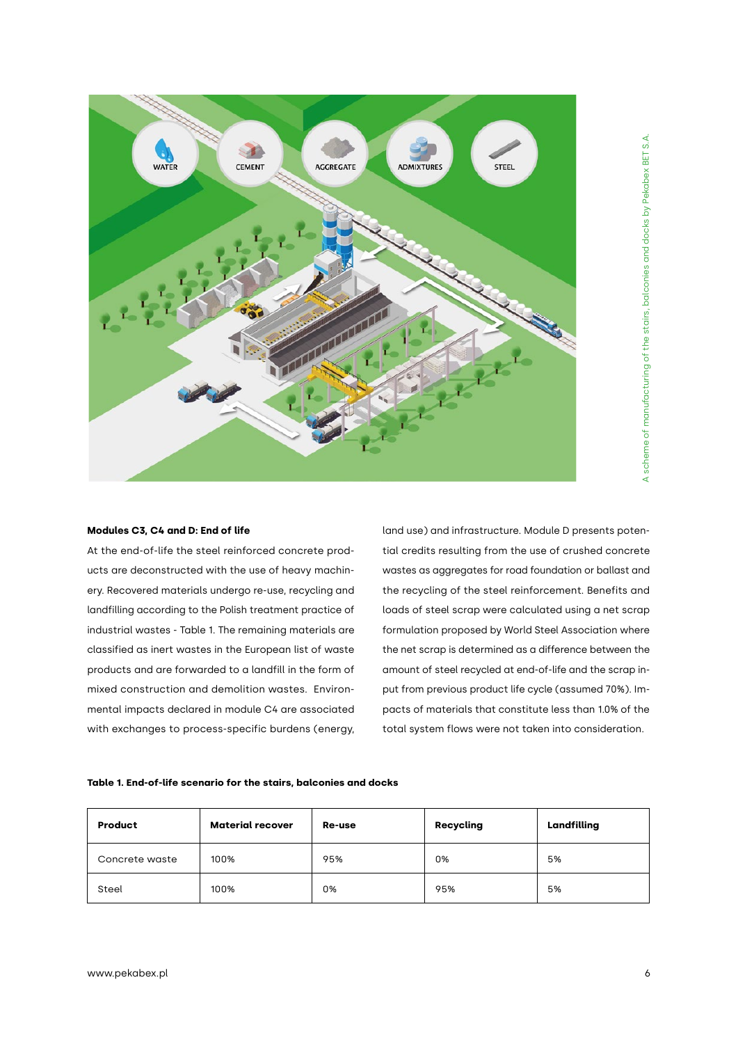A scheme of manufacturing of the stairs, balconies and docks by Pekabex BET S.A.

### Modules C3, C4 and D: End of life

At the end-of-life the steel reinforced concrete products are deconstructed with the use of heavy machinery. Recovered materials undergo re-use, recycling and landfilling according to the Polish treatment practice of industrial wastes - Table 1. The remaining materials are classified as inert wastes in the European list of waste products and are forwarded to a landfill in the form of mixed construction and demolition wastes. Environmental impacts declared in module C4 are associated with exchanges to process-specific burdens (energy, land use) and infrastructure. Module D presents potential credits resulting from the use of crushed concrete wastes as aggregates for road foundation or ballast and the recycling of the steel reinforcement. Benefits and loads of steel scrap were calculated using a net scrap formulation proposed by World Steel Association where the net scrap is determined as a difference between the amount of steel recycled at end-of-life and the scrap input from previous product life cycle (assumed 70%). Impacts of materials that constitute less than 1.0% of the total system flows were not taken into consideration.

**Table 1. End-of-life scenario for the stairs, balconies and docks**

| Product | Material recover | Re-use | Recycling | Landfilling |
|---|---|---|---|---|
| Concrete waste | 100% | 95% | 0% | 5% |
| Steel | 100% | 0% | 95% | 5% |

www.pekabex.pl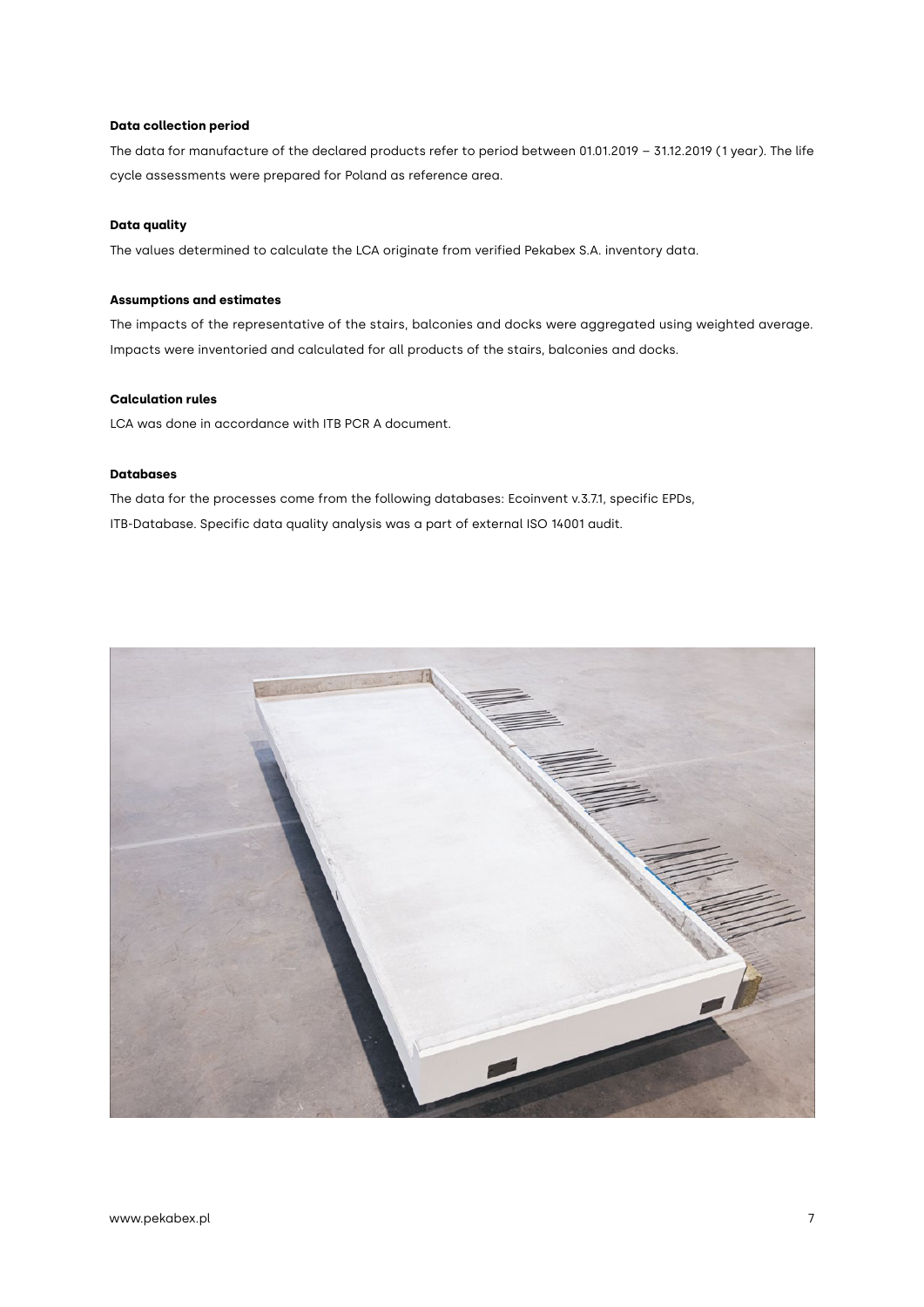### Data collection period

The data for manufacture of the declared products refer to period between 01.01.2019 – 31.12.2019 (1 year). The life cycle assessments were prepared for Poland as reference area.

### Data quality

The values determined to calculate the LCA originate from verified Pekabex S.A. inventory data.

### Assumptions and estimates

The impacts of the representative of the stairs, balconies and docks were aggregated using weighted average. Impacts were inventoried and calculated for all products of the stairs, balconies and docks.

### Calculation rules

LCA was done in accordance with ITB PCR A document.

### Databases

The data for the processes come from the following databases: Ecoinvent v.3.7.1, specific EPDs, ITB-Database. Specific data quality analysis was a part of external ISO 14001 audit.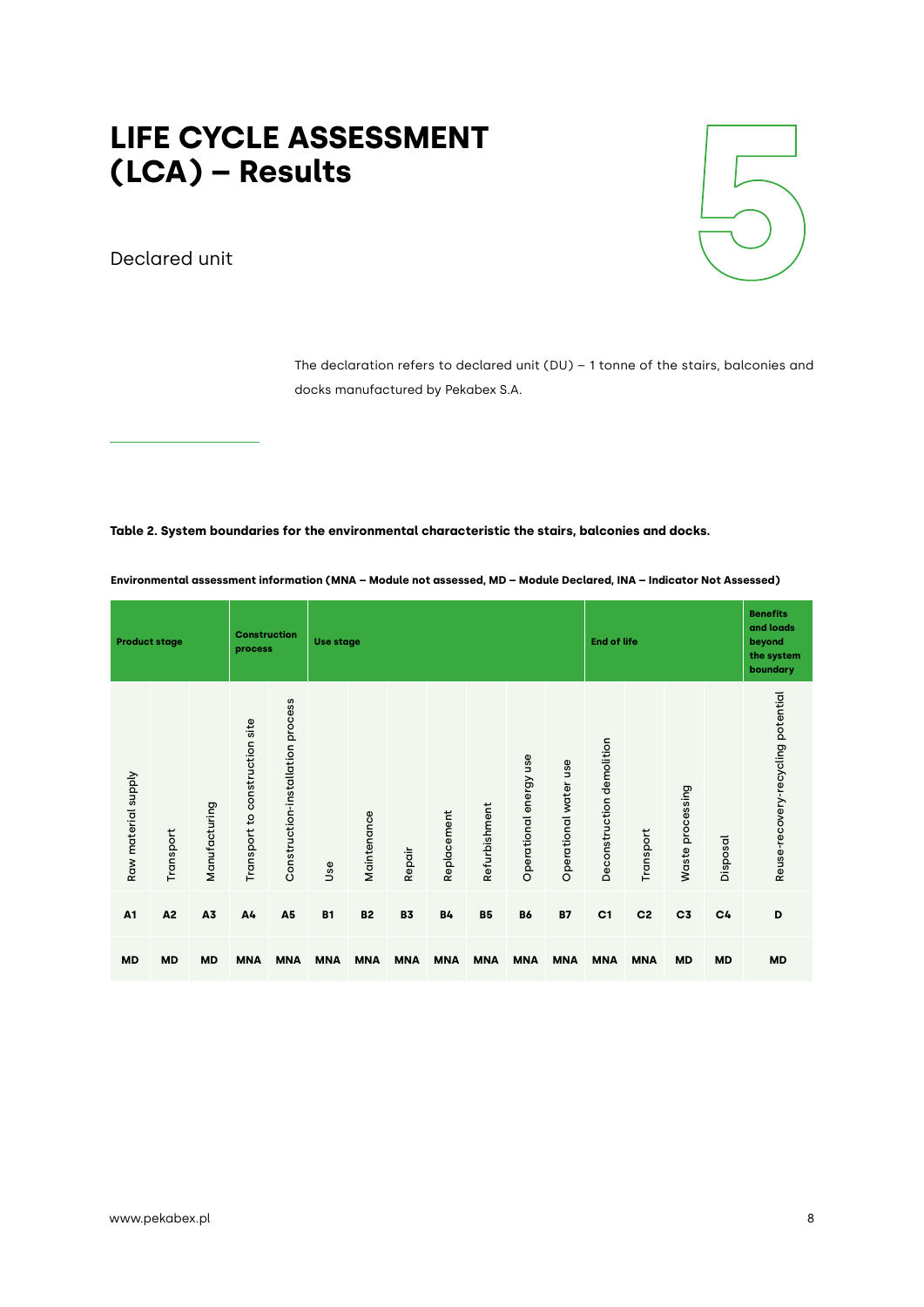# LIFE CYCLE ASSESSMENT (LCA) – Results

## Declared unit

The declaration refers to declared unit (DU) – 1 tonne of the stairs, balconies and docks manufactured by Pekabex S.A.

**Table 2. System boundaries for the environmental characteristic the stairs, balconies and docks.**

**Environmental assessment information (MNA – Module not assessed, MD – Module Declared, INA – Indicator Not Assessed)**

| Product stage | | | Construction process | | Use stage | | | | | | | End of life | | | | Benefits and loads beyond the system boundary |
|---|---|---|---|---|---|---|---|---|---|---|---|---|---|---|---|---|
| Raw material supply | Transport | Manufacturing | Transport to construction site | Construction-installation process | Use | Maintenance | Repair | Replacement | Refurbishment | Operational energy use | Operational water use | Deconstruction demolition | Transport | Waste processing | Disposal | Reuse-recovery-recycling potential |
| A1 | A2 | A3 | A4 | A5 | B1 | B2 | B3 | B4 | B5 | B6 | B7 | C1 | C2 | C3 | C4 | D |
| MD | MD | MD | MNA | MNA | MNA | MNA | MNA | MNA | MNA | MNA | MNA | MNA | MNA | MD | MD | MD |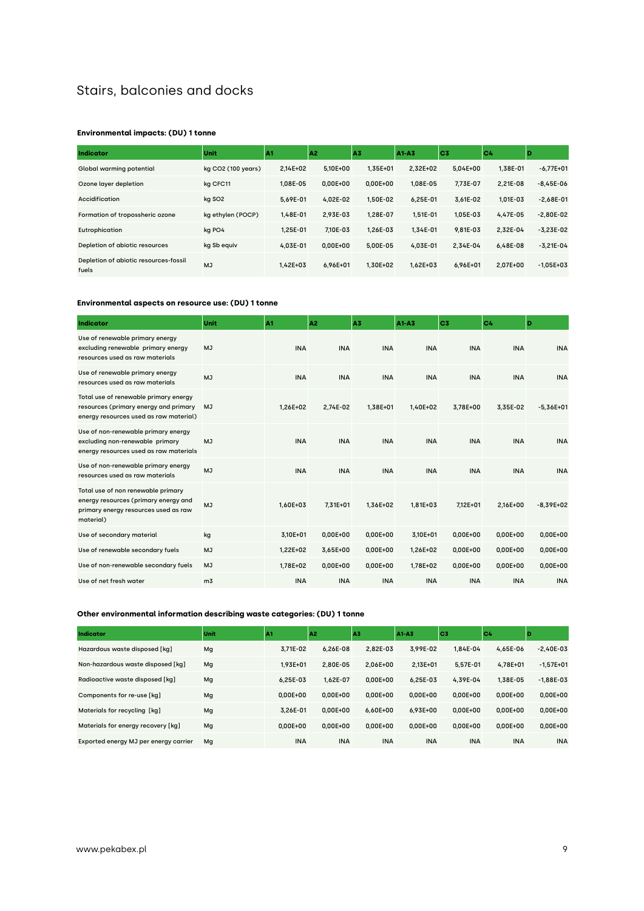# Stairs, balconies and docks

**Environmental impacts: (DU) 1 tonne**

| Indicator | Unit | A1 | A2 | A3 | A1-A3 | C3 | C4 | D |
|---|---|---|---|---|---|---|---|---|
| Global warming potential | kg CO2 (100 years) | 2,14E+02 | 5,10E+00 | 1,35E+01 | 2,32E+02 | 5,04E+00 | 1,38E-01 | -6,77E+01 |
| Ozone layer depletion | kg CFC11 | 1,08E-05 | 0,00E+00 | 0,00E+00 | 1,08E-05 | 7,73E-07 | 2,21E-08 | -8,45E-06 |
| Accidification | kg SO2 | 5,69E-01 | 4,02E-02 | 1,50E-02 | 6,25E-01 | 3,61E-02 | 1,01E-03 | -2,68E-01 |
| Formation of tropossheric ozone | kg ethylen (POCP) | 1,48E-01 | 2,93E-03 | 1,28E-07 | 1,51E-01 | 1,05E-03 | 4,47E-05 | -2,80E-02 |
| Eutrophication | kg PO4 | 1,25E-01 | 7,10E-03 | 1,26E-03 | 1,34E-01 | 9,81E-03 | 2,32E-04 | -3,23E-02 |
| Depletion of abiotic resources | kg Sb equiv | 4,03E-01 | 0,00E+00 | 5,00E-05 | 4,03E-01 | 2,34E-04 | 6,48E-08 | -3,21E-04 |
| Depletion of abiotic resources-fossil fuels | MJ | 1,42E+03 | 6,96E+01 | 1,30E+02 | 1,62E+03 | 6,96E+01 | 2,07E+00 | -1,05E+03 |

**Environmental aspects on resource use: (DU) 1 tonne**

| Indicator | Unit | A1 | A2 | A3 | A1-A3 | C3 | C4 | D |
|---|---|---|---|---|---|---|---|---|
| Use of renewable primary energy excluding renewable primary energy resources used as raw materials | MJ | INA | INA | INA | INA | INA | INA | INA |
| Use of renewable primary energy resources used as raw materials | MJ | INA | INA | INA | INA | INA | INA | INA |
| Total use of renewable primary energy resources (primary energy and primary energy resources used as raw material) | MJ | 1,26E+02 | 2,74E-02 | 1,38E+01 | 1,40E+02 | 3,78E+00 | 3,35E-02 | -5,36E+01 |
| Use of non-renewable primary energy excluding non-renewable primary energy resources used as raw materials | MJ | INA | INA | INA | INA | INA | INA | INA |
| Use of non-renewable primary energy resources used as raw materials | MJ | INA | INA | INA | INA | INA | INA | INA |
| Total use of non renewable primary energy resources (primary energy and primary energy resources used as raw material) | MJ | 1,60E+03 | 7,31E+01 | 1,36E+02 | 1,81E+03 | 7,12E+01 | 2,16E+00 | -8,39E+02 |
| Use of secondary material | kg | 3,10E+01 | 0,00E+00 | 0,00E+00 | 3,10E+01 | 0,00E+00 | 0,00E+00 | 0,00E+00 |
| Use of renewable secondary fuels | MJ | 1,22E+02 | 3,65E+00 | 0,00E+00 | 1,26E+02 | 0,00E+00 | 0,00E+00 | 0,00E+00 |
| Use of non-renewable secondary fuels | MJ | 1,78E+02 | 0,00E+00 | 0,00E+00 | 1,78E+02 | 0,00E+00 | 0,00E+00 | 0,00E+00 |
| Use of net fresh water | m3 | INA | INA | INA | INA | INA | INA | INA |

**Other environmental information describing waste categories: (DU) 1 tonne**

| Indicator | Unit | A1 | A2 | A3 | A1-A3 | C3 | C4 | D |
|---|---|---|---|---|---|---|---|---|
| Hazardous waste disposed [kg] | Mg | 3,71E-02 | 6,26E-08 | 2,82E-03 | 3,99E-02 | 1,84E-04 | 4,65E-06 | -2,40E-03 |
| Non-hazardous waste disposed [kg] | Mg | 1,93E+01 | 2,80E-05 | 2,06E+00 | 2,13E+01 | 5,57E-01 | 4,78E+01 | -1,57E+01 |
| Radioactive waste disposed [kg] | Mg | 6,25E-03 | 1,62E-07 | 0,00E+00 | 6,25E-03 | 4,39E-04 | 1,38E-05 | -1,88E-03 |
| Components for re-use [kg] | Mg | 0,00E+00 | 0,00E+00 | 0,00E+00 | 0,00E+00 | 0,00E+00 | 0,00E+00 | 0,00E+00 |
| Materials for recycling [kg] | Mg | 3,26E-01 | 0,00E+00 | 6,60E+00 | 6,93E+00 | 0,00E+00 | 0,00E+00 | 0,00E+00 |
| Materials for energy recovery [kg] | Mg | 0,00E+00 | 0,00E+00 | 0,00E+00 | 0,00E+00 | 0,00E+00 | 0,00E+00 | 0,00E+00 |
| Exported energy MJ per energy carrier | Mg | INA | INA | INA | INA | INA | INA | INA |

www.pekabex.pl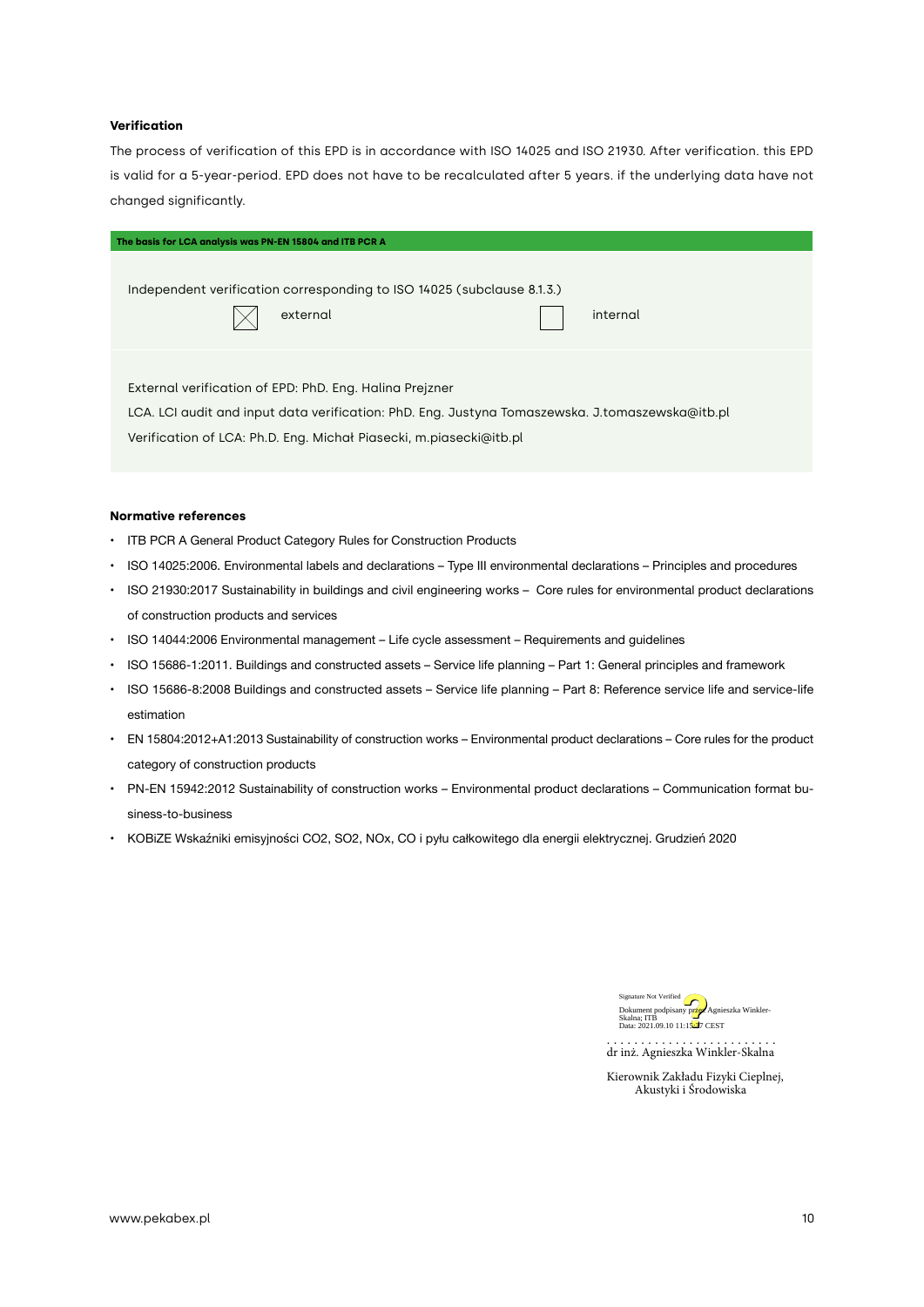**Verification**

The process of verification of this EPD is in accordance with ISO 14025 and ISO 21930. After verification. this EPD is valid for a 5-year-period. EPD does not have to be recalculated after 5 years. if the underlying data have not changed significantly.

**The basis for LCA analysis was PN-EN 15804 and ITB PCR A**

Independent verification corresponding to ISO 14025 (subclause 8.1.3.)

☒ external ☐ internal

External verification of EPD: PhD. Eng. Halina Prejzner

LCA. LCI audit and input data verification: PhD. Eng. Justyna Tomaszewska. J.tomaszewska@itb.pl

Verification of LCA: Ph.D. Eng. Michał Piasecki, m.piasecki@itb.pl

**Normative references**

- ITB PCR A General Product Category Rules for Construction Products
- ISO 14025:2006. Environmental labels and declarations – Type III environmental declarations – Principles and procedures
- ISO 21930:2017 Sustainability in buildings and civil engineering works – Core rules for environmental product declarations of construction products and services
- ISO 14044:2006 Environmental management – Life cycle assessment – Requirements and guidelines
- ISO 15686-1:2011. Buildings and constructed assets – Service life planning – Part 1: General principles and framework
- ISO 15686-8:2008 Buildings and constructed assets – Service life planning – Part 8: Reference service life and service-life estimation
- EN 15804:2012+A1:2013 Sustainability of construction works – Environmental product declarations – Core rules for the product category of construction products
- PN-EN 15942:2012 Sustainability of construction works – Environmental product declarations – Communication format business-to-business
- KOBiZE Wskaźniki emisyjności CO2, SO2, NOx, CO i pyłu całkowitego dla energii elektrycznej. Grudzień 2020

Signature Not Verified
Dokument podpisany przez Agnieszka Winkler-Skalna; ITB
Data: 2021.09.10 11:15:47 CEST

dr inż. Agnieszka Winkler-Skalna

Kierownik Zakładu Fizyki Cieplnej, Akustyki i Środowiska

www.pekabex.pl